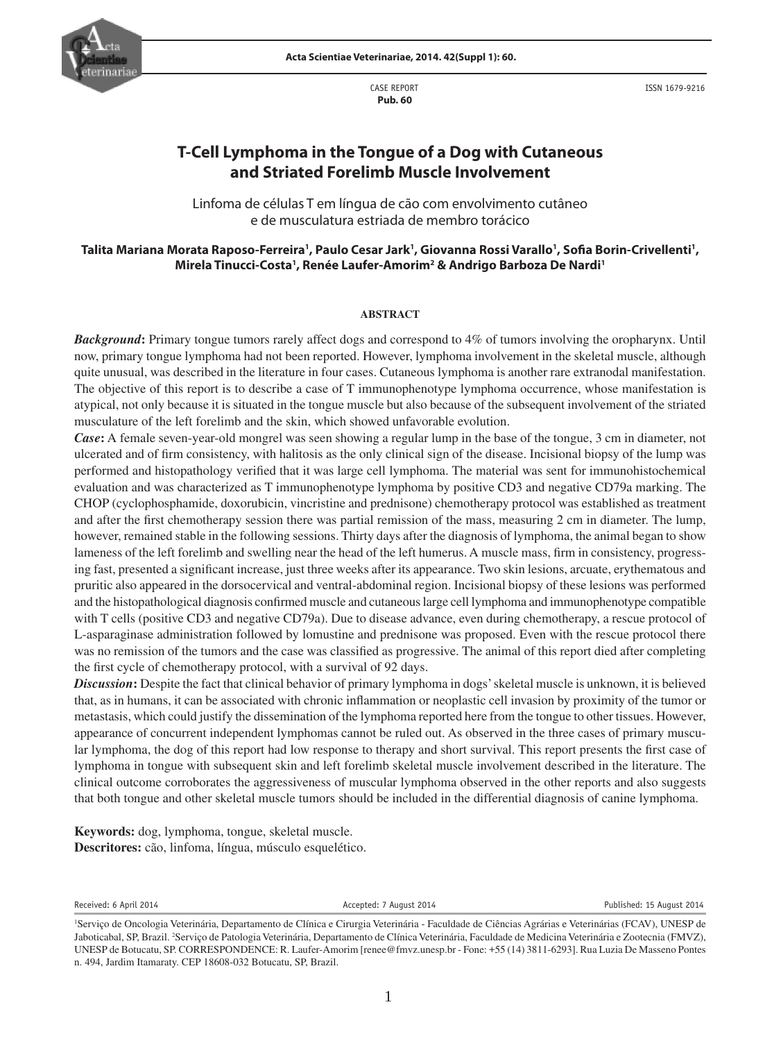CASE REPORT
**Pub. 60**

ISSN 1679-9216

# T-Cell Lymphoma in the Tongue of a Dog with Cutaneous and Striated Forelimb Muscle Involvement

Linfoma de células T em língua de cão com envolvimento cutâneo e de musculatura estriada de membro torácico

**Talita Mariana Morata Raposo-Ferreira[1], Paulo Cesar Jark[1], Giovanna Rossi Varallo[1], Sofia Borin-Crivellenti[1], Mirela Tinucci-Costa[1], Renée Laufer-Amorim[2] & Andrigo Barboza De Nardi[1]**

## ABSTRACT

***Background*:** Primary tongue tumors rarely affect dogs and correspond to 4% of tumors involving the oropharynx. Until now, primary tongue lymphoma had not been reported. However, lymphoma involvement in the skeletal muscle, although quite unusual, was described in the literature in four cases. Cutaneous lymphoma is another rare extranodal manifestation. The objective of this report is to describe a case of T immunophenotype lymphoma occurrence, whose manifestation is atypical, not only because it is situated in the tongue muscle but also because of the subsequent involvement of the striated musculature of the left forelimb and the skin, which showed unfavorable evolution.

***Case*:** A female seven-year-old mongrel was seen showing a regular lump in the base of the tongue, 3 cm in diameter, not ulcerated and of firm consistency, with halitosis as the only clinical sign of the disease. Incisional biopsy of the lump was performed and histopathology verified that it was large cell lymphoma. The material was sent for immunohistochemical evaluation and was characterized as T immunophenotype lymphoma by positive CD3 and negative CD79a marking. The CHOP (cyclophosphamide, doxorubicin, vincristine and prednisone) chemotherapy protocol was established as treatment and after the first chemotherapy session there was partial remission of the mass, measuring 2 cm in diameter. The lump, however, remained stable in the following sessions. Thirty days after the diagnosis of lymphoma, the animal began to show lameness of the left forelimb and swelling near the head of the left humerus. A muscle mass, firm in consistency, progressing fast, presented a significant increase, just three weeks after its appearance. Two skin lesions, arcuate, erythematous and pruritic also appeared in the dorsocervical and ventral-abdominal region. Incisional biopsy of these lesions was performed and the histopathological diagnosis confirmed muscle and cutaneous large cell lymphoma and immunophenotype compatible with T cells (positive CD3 and negative CD79a). Due to disease advance, even during chemotherapy, a rescue protocol of L-asparaginase administration followed by lomustine and prednisone was proposed. Even with the rescue protocol there was no remission of the tumors and the case was classified as progressive. The animal of this report died after completing the first cycle of chemotherapy protocol, with a survival of 92 days.

***Discussion*:** Despite the fact that clinical behavior of primary lymphoma in dogs' skeletal muscle is unknown, it is believed that, as in humans, it can be associated with chronic inflammation or neoplastic cell invasion by proximity of the tumor or metastasis, which could justify the dissemination of the lymphoma reported here from the tongue to other tissues. However, appearance of concurrent independent lymphomas cannot be ruled out. As observed in the three cases of primary muscular lymphoma, the dog of this report had low response to therapy and short survival. This report presents the first case of lymphoma in tongue with subsequent skin and left forelimb skeletal muscle involvement described in the literature. The clinical outcome corroborates the aggressiveness of muscular lymphoma observed in the other reports and also suggests that both tongue and other skeletal muscle tumors should be included in the differential diagnosis of canine lymphoma.

**Keywords:** dog, lymphoma, tongue, skeletal muscle.
**Descritores:** cão, linfoma, língua, músculo esquelético.

Received: 6 April 2014 | Accepted: 7 August 2014 | Published: 15 August 2014

[1]Serviço de Oncologia Veterinária, Departamento de Clínica e Cirurgia Veterinária - Faculdade de Ciências Agrárias e Veterinárias (FCAV), UNESP de Jaboticabal, SP, Brazil. [2]Serviço de Patologia Veterinária, Departamento de Clínica Veterinária, Faculdade de Medicina Veterinária e Zootecnia (FMVZ), UNESP de Botucatu, SP. CORRESPONDENCE: R. Laufer-Amorim [renee@fmvz.unesp.br - Fone: +55 (14) 3811-6293]. Rua Luzia De Masseno Pontes n. 494, Jardim Itamaraty. CEP 18608-032 Botucatu, SP, Brazil.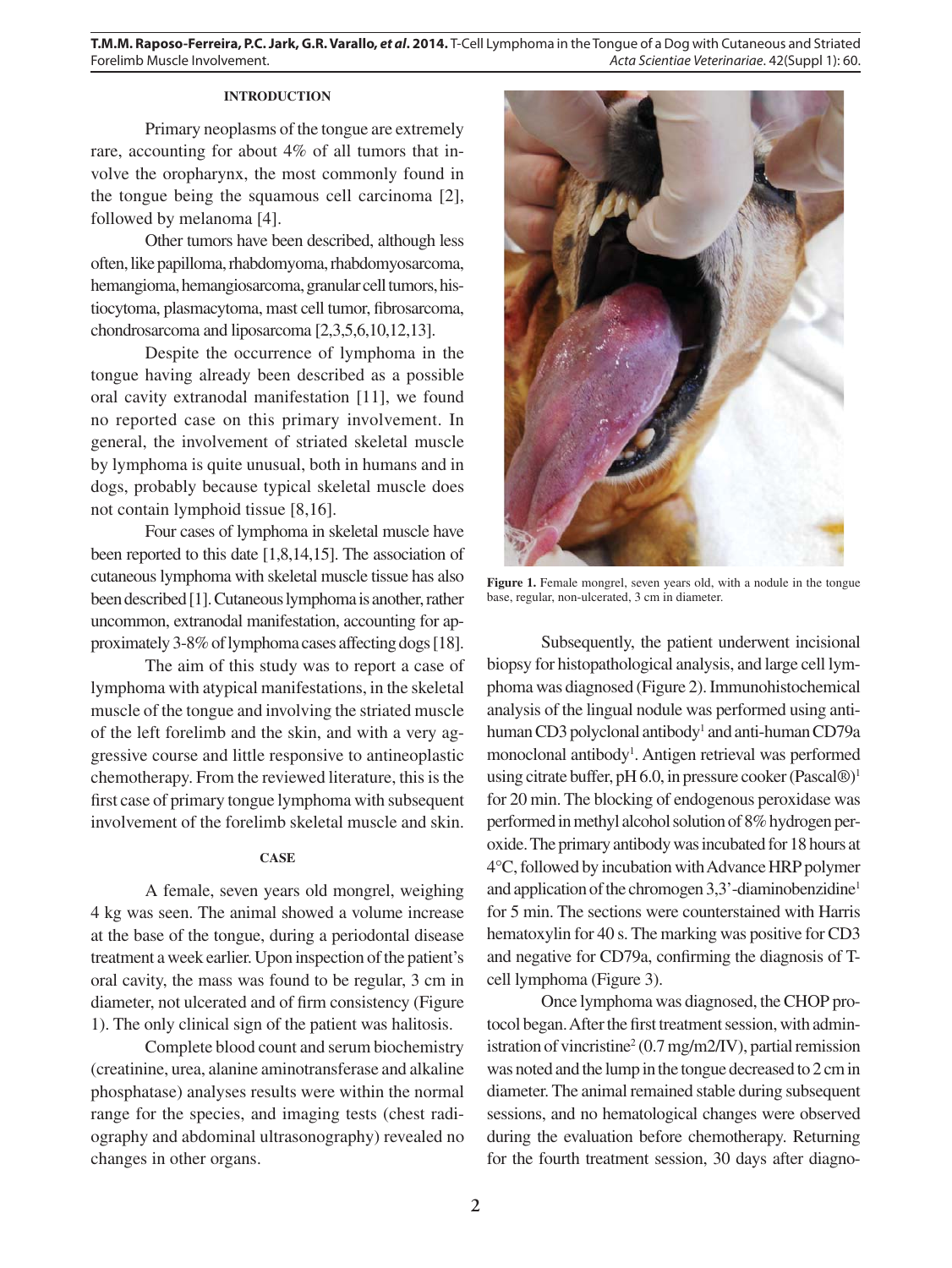## INTRODUCTION

Primary neoplasms of the tongue are extremely rare, accounting for about 4% of all tumors that involve the oropharynx, the most commonly found in the tongue being the squamous cell carcinoma [2], followed by melanoma [4].

Other tumors have been described, although less often, like papilloma, rhabdomyoma, rhabdomyosarcoma, hemangioma, hemangiosarcoma, granular cell tumors, histiocytoma, plasmacytoma, mast cell tumor, fibrosarcoma, chondrosarcoma and liposarcoma [2,3,5,6,10,12,13].

Despite the occurrence of lymphoma in the tongue having already been described as a possible oral cavity extranodal manifestation [11], we found no reported case on this primary involvement. In general, the involvement of striated skeletal muscle by lymphoma is quite unusual, both in humans and in dogs, probably because typical skeletal muscle does not contain lymphoid tissue [8,16].

Four cases of lymphoma in skeletal muscle have been reported to this date [1,8,14,15]. The association of cutaneous lymphoma with skeletal muscle tissue has also been described [1]. Cutaneous lymphoma is another, rather uncommon, extranodal manifestation, accounting for approximately 3-8% of lymphoma cases affecting dogs [18].

The aim of this study was to report a case of lymphoma with atypical manifestations, in the skeletal muscle of the tongue and involving the striated muscle of the left forelimb and the skin, and with a very aggressive course and little responsive to antineoplastic chemotherapy. From the reviewed literature, this is the first case of primary tongue lymphoma with subsequent involvement of the forelimb skeletal muscle and skin.

## CASE

A female, seven years old mongrel, weighing 4 kg was seen. The animal showed a volume increase at the base of the tongue, during a periodontal disease treatment a week earlier. Upon inspection of the patient's oral cavity, the mass was found to be regular, 3 cm in diameter, not ulcerated and of firm consistency (Figure 1). The only clinical sign of the patient was halitosis.

Complete blood count and serum biochemistry (creatinine, urea, alanine aminotransferase and alkaline phosphatase) analyses results were within the normal range for the species, and imaging tests (chest radiography and abdominal ultrasonography) revealed no changes in other organs.

**Figure 1.** Female mongrel, seven years old, with a nodule in the tongue base, regular, non-ulcerated, 3 cm in diameter.

Subsequently, the patient underwent incisional biopsy for histopathological analysis, and large cell lymphoma was diagnosed (Figure 2). Immunohistochemical analysis of the lingual nodule was performed using anti-human CD3 polyclonal antibody[1] and anti-human CD79a monoclonal antibody[1]. Antigen retrieval was performed using citrate buffer, pH 6.0, in pressure cooker (Pascal®)[1] for 20 min. The blocking of endogenous peroxidase was performed in methyl alcohol solution of 8% hydrogen peroxide. The primary antibody was incubated for 18 hours at 4°C, followed by incubation with Advance HRP polymer and application of the chromogen 3,3'-diaminobenzidine[1] for 5 min. The sections were counterstained with Harris hematoxylin for 40 s. The marking was positive for CD3 and negative for CD79a, confirming the diagnosis of T-cell lymphoma (Figure 3).

Once lymphoma was diagnosed, the CHOP protocol began. After the first treatment session, with administration of vincristine[2] (0.7 mg/m2/IV), partial remission was noted and the lump in the tongue decreased to 2 cm in diameter. The animal remained stable during subsequent sessions, and no hematological changes were observed during the evaluation before chemotherapy. Returning for the fourth treatment session, 30 days after diagno-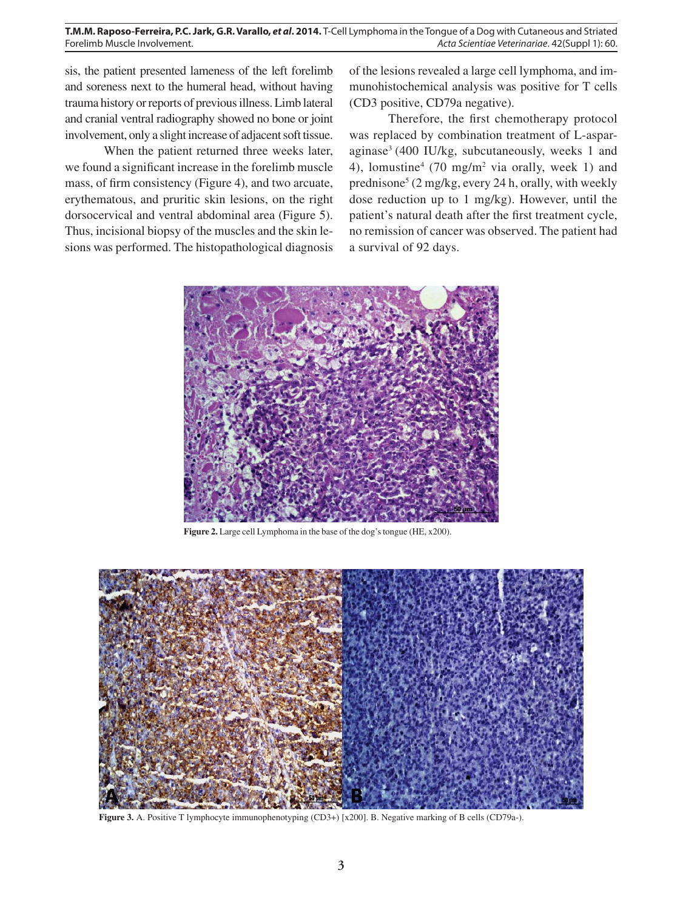sis, the patient presented lameness of the left forelimb and soreness next to the humeral head, without having trauma history or reports of previous illness. Limb lateral and cranial ventral radiography showed no bone or joint involvement, only a slight increase of adjacent soft tissue.

When the patient returned three weeks later, we found a significant increase in the forelimb muscle mass, of firm consistency (Figure 4), and two arcuate, erythematous, and pruritic skin lesions, on the right dorsocervical and ventral abdominal area (Figure 5). Thus, incisional biopsy of the muscles and the skin lesions was performed. The histopathological diagnosis of the lesions revealed a large cell lymphoma, and immunohistochemical analysis was positive for T cells (CD3 positive, CD79a negative).

Therefore, the first chemotherapy protocol was replaced by combination treatment of L-asparaginase[3] (400 IU/kg, subcutaneously, weeks 1 and 4), lomustine[4] (70 mg/m$^2$ via orally, week 1) and prednisone[5] (2 mg/kg, every 24 h, orally, with weekly dose reduction up to 1 mg/kg). However, until the patient's natural death after the first treatment cycle, no remission of cancer was observed. The patient had a survival of 92 days.

**Figure 2.** Large cell Lymphoma in the base of the dog's tongue (HE, x200).

**Figure 3.** A. Positive T lymphocyte immunophenotyping (CD3+) [x200]. B. Negative marking of B cells (CD79a-).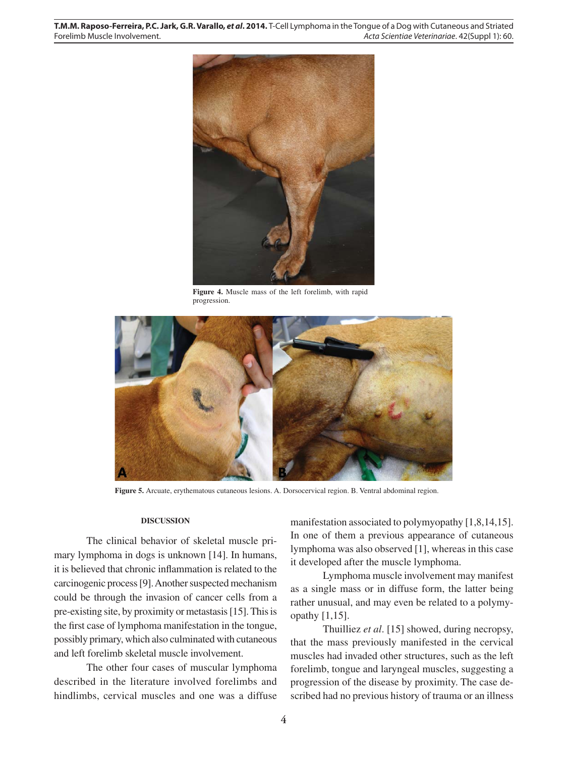Figure 4. Muscle mass of the left forelimb, with rapid progression.

Figure 5. Arcuate, erythematous cutaneous lesions. A. Dorsocervical region. B. Ventral abdominal region.

## DISCUSSION

The clinical behavior of skeletal muscle primary lymphoma in dogs is unknown [14]. In humans, it is believed that chronic inflammation is related to the carcinogenic process [9]. Another suspected mechanism could be through the invasion of cancer cells from a pre-existing site, by proximity or metastasis [15]. This is the first case of lymphoma manifestation in the tongue, possibly primary, which also culminated with cutaneous and left forelimb skeletal muscle involvement.

The other four cases of muscular lymphoma described in the literature involved forelimbs and hindlimbs, cervical muscles and one was a diffuse manifestation associated to polymyopathy [1,8,14,15]. In one of them a previous appearance of cutaneous lymphoma was also observed [1], whereas in this case it developed after the muscle lymphoma.

Lymphoma muscle involvement may manifest as a single mass or in diffuse form, the latter being rather unusual, and may even be related to a polymyopathy [1,15].

Thuilliez *et al*. [15] showed, during necropsy, that the mass previously manifested in the cervical muscles had invaded other structures, such as the left forelimb, tongue and laryngeal muscles, suggesting a progression of the disease by proximity. The case described had no previous history of trauma or an illness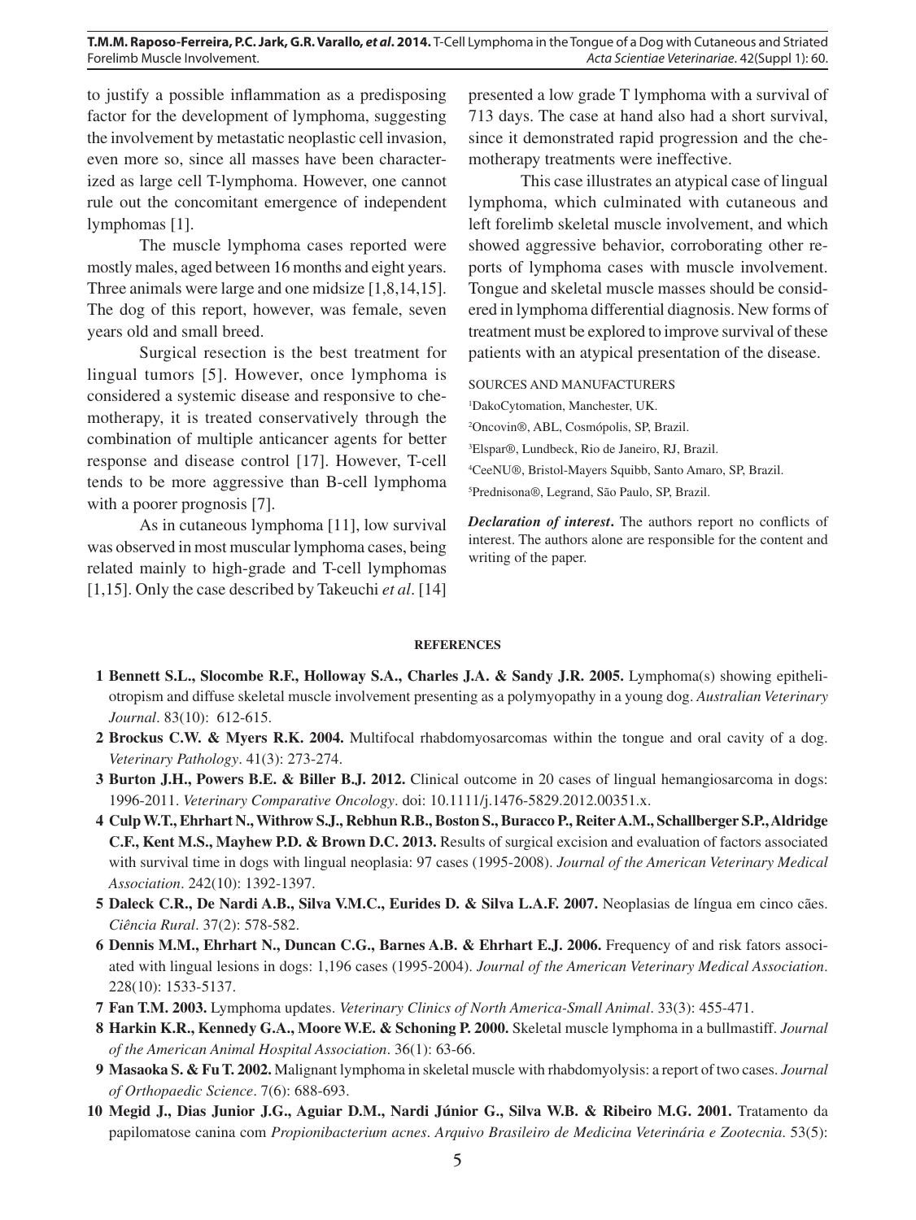to justify a possible inflammation as a predisposing factor for the development of lymphoma, suggesting the involvement by metastatic neoplastic cell invasion, even more so, since all masses have been characterized as large cell T-lymphoma. However, one cannot rule out the concomitant emergence of independent lymphomas [1].

The muscle lymphoma cases reported were mostly males, aged between 16 months and eight years. Three animals were large and one midsize [1,8,14,15]. The dog of this report, however, was female, seven years old and small breed.

Surgical resection is the best treatment for lingual tumors [5]. However, once lymphoma is considered a systemic disease and responsive to chemotherapy, it is treated conservatively through the combination of multiple anticancer agents for better response and disease control [17]. However, T-cell tends to be more aggressive than B-cell lymphoma with a poorer prognosis [7].

As in cutaneous lymphoma [11], low survival was observed in most muscular lymphoma cases, being related mainly to high-grade and T-cell lymphomas [1,15]. Only the case described by Takeuchi *et al*. [14] presented a low grade T lymphoma with a survival of 713 days. The case at hand also had a short survival, since it demonstrated rapid progression and the chemotherapy treatments were ineffective.

This case illustrates an atypical case of lingual lymphoma, which culminated with cutaneous and left forelimb skeletal muscle involvement, and which showed aggressive behavior, corroborating other reports of lymphoma cases with muscle involvement. Tongue and skeletal muscle masses should be considered in lymphoma differential diagnosis. New forms of treatment must be explored to improve survival of these patients with an atypical presentation of the disease.

SOURCES AND MANUFACTURERS

[1]DakoCytomation, Manchester, UK.
[2]Oncovin®, ABL, Cosmópolis, SP, Brazil.
[3]Elspar®, Lundbeck, Rio de Janeiro, RJ, Brazil.
[4]CeeNU®, Bristol-Mayers Squibb, Santo Amaro, SP, Brazil.
[5]Prednisona®, Legrand, São Paulo, SP, Brazil.

***Declaration of interest*.** The authors report no conflicts of interest. The authors alone are responsible for the content and writing of the paper.

## REFERENCES

1 **Bennett S.L., Slocombe R.F., Holloway S.A., Charles J.A. & Sandy J.R. 2005.** Lymphoma(s) showing epitheliotropism and diffuse skeletal muscle involvement presenting as a polymyopathy in a young dog. *Australian Veterinary Journal*. 83(10): 612-615.

2 **Brockus C.W. & Myers R.K. 2004.** Multifocal rhabdomyosarcomas within the tongue and oral cavity of a dog. *Veterinary Pathology*. 41(3): 273-274.

3 **Burton J.H., Powers B.E. & Biller B.J. 2012.** Clinical outcome in 20 cases of lingual hemangiosarcoma in dogs: 1996-2011. *Veterinary Comparative Oncology*. doi: 10.1111/j.1476-5829.2012.00351.x.

4 **Culp W.T., Ehrhart N., Withrow S.J., Rebhun R.B., Boston S., Buracco P., Reiter A.M., Schallberger S.P., Aldridge C.F., Kent M.S., Mayhew P.D. & Brown D.C. 2013.** Results of surgical excision and evaluation of factors associated with survival time in dogs with lingual neoplasia: 97 cases (1995-2008). *Journal of the American Veterinary Medical Association*. 242(10): 1392-1397.

5 **Daleck C.R., De Nardi A.B., Silva V.M.C., Eurides D. & Silva L.A.F. 2007.** Neoplasias de língua em cinco cães. *Ciência Rural*. 37(2): 578-582.

6 **Dennis M.M., Ehrhart N., Duncan C.G., Barnes A.B. & Ehrhart E.J. 2006.** Frequency of and risk fators associated with lingual lesions in dogs: 1,196 cases (1995-2004). *Journal of the American Veterinary Medical Association*. 228(10): 1533-5137.

7 **Fan T.M. 2003.** Lymphoma updates. *Veterinary Clinics of North America-Small Animal*. 33(3): 455-471.

8 **Harkin K.R., Kennedy G.A., Moore W.E. & Schoning P. 2000.** Skeletal muscle lymphoma in a bullmastiff. *Journal of the American Animal Hospital Association*. 36(1): 63-66.

9 **Masaoka S. & Fu T. 2002.** Malignant lymphoma in skeletal muscle with rhabdomyolysis: a report of two cases. *Journal of Orthopaedic Science*. 7(6): 688-693.

10 **Megid J., Dias Junior J.G., Aguiar D.M., Nardi Júnior G., Silva W.B. & Ribeiro M.G. 2001.** Tratamento da papilomatose canina com *Propionibacterium acnes*. *Arquivo Brasileiro de Medicina Veterinária e Zootecnia*. 53(5):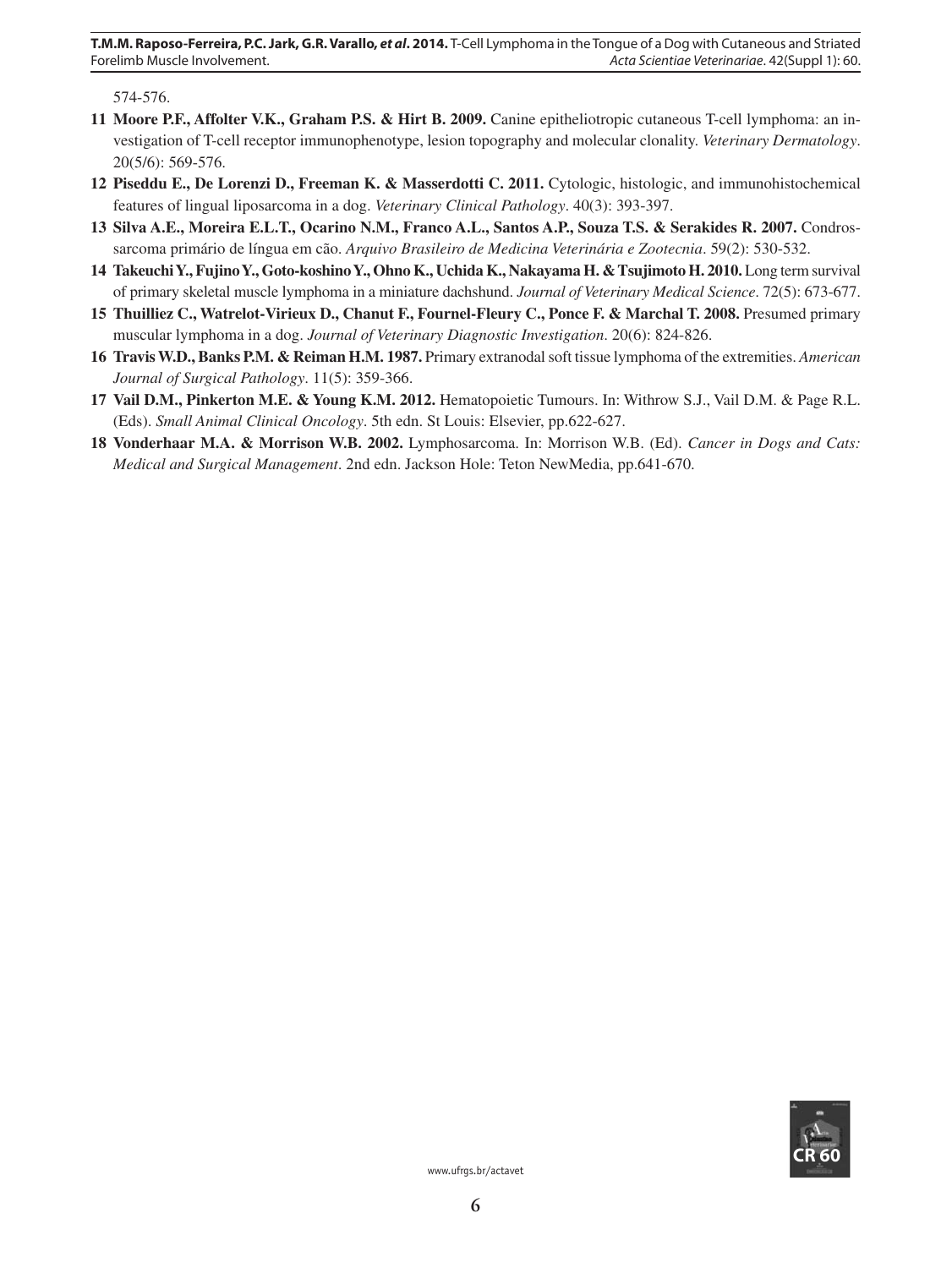574-576.

11 **Moore P.F., Affolter V.K., Graham P.S. & Hirt B. 2009.** Canine epitheliotropic cutaneous T-cell lymphoma: an investigation of T-cell receptor immunophenotype, lesion topography and molecular clonality. *Veterinary Dermatology*. 20(5/6): 569-576.

12 **Piseddu E., De Lorenzi D., Freeman K. & Masserdotti C. 2011.** Cytologic, histologic, and immunohistochemical features of lingual liposarcoma in a dog. *Veterinary Clinical Pathology*. 40(3): 393-397.

13 **Silva A.E., Moreira E.L.T., Ocarino N.M., Franco A.L., Santos A.P., Souza T.S. & Serakides R. 2007.** Condrossarcoma primário de língua em cão. *Arquivo Brasileiro de Medicina Veterinária e Zootecnia*. 59(2): 530-532.

14 **Takeuchi Y., Fujino Y., Goto-koshino Y., Ohno K., Uchida K., Nakayama H. & Tsujimoto H. 2010.** Long term survival of primary skeletal muscle lymphoma in a miniature dachshund. *Journal of Veterinary Medical Science*. 72(5): 673-677.

15 **Thuilliez C., Watrelot-Virieux D., Chanut F., Fournel-Fleury C., Ponce F. & Marchal T. 2008.** Presumed primary muscular lymphoma in a dog. *Journal of Veterinary Diagnostic Investigation*. 20(6): 824-826.

16 **Travis W.D., Banks P.M. & Reiman H.M. 1987.** Primary extranodal soft tissue lymphoma of the extremities. *American Journal of Surgical Pathology*. 11(5): 359-366.

17 **Vail D.M., Pinkerton M.E. & Young K.M. 2012.** Hematopoietic Tumours. In: Withrow S.J., Vail D.M. & Page R.L. (Eds). *Small Animal Clinical Oncology*. 5th edn. St Louis: Elsevier, pp.622-627.

18 **Vonderhaar M.A. & Morrison W.B. 2002.** Lymphosarcoma. In: Morrison W.B. (Ed). *Cancer in Dogs and Cats: Medical and Surgical Management*. 2nd edn. Jackson Hole: Teton NewMedia, pp.641-670.